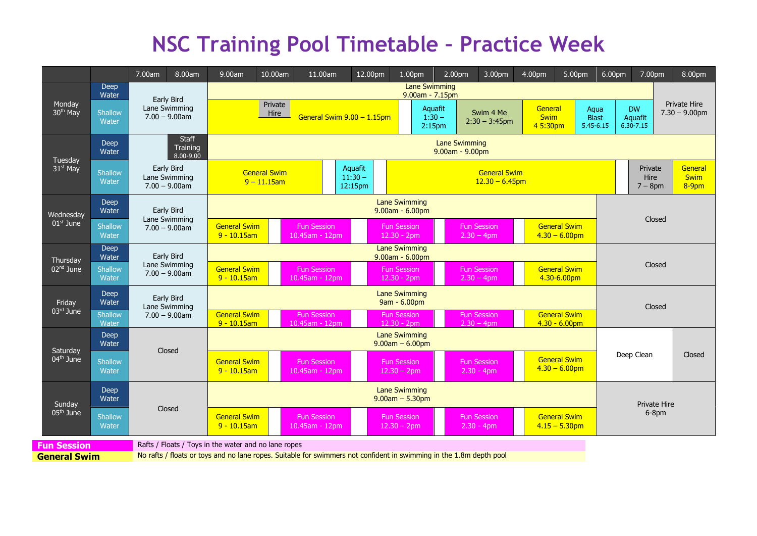# NSC Training Pool Timetable – Practice Week

| | | 7.00am | 8.00am | 9.00am | 10.00am | 11.00am | 12.00pm | 1.00pm | 2.00pm | 3.00pm | 4.00pm | 5.00pm | 6.00pm | 7.00pm | 8.00pm |
|---|---|---|---|---|---|---|---|---|---|---|---|---|---|---|---|
| Monday 30th May | Deep Water | Early Bird Lane Swimming 7.00 – 9.00am | | Lane Swimming 9.00am - 7.15pm | | | | | | | | | | Private Hire 7.30 – 9.00pm | |
| | Shallow Water | | | General Swim 9.00 – 1.15pm | Private Hire | | | | Aquafit 1:30 – 2:15pm | Swim 4 Me 2:30 – 3:45pm | General Swim 4 5:30pm | Aqua Blast 5.45-6.15 | DW Aquafit 6.30-7.15 | | |
| Tuesday 31st May | Deep Water | Early Bird Lane Swimming 7.00 – 9.00am | Staff Training 8.00-9.00 | Lane Swimming 9.00am - 9.00pm | | | | | | | | | | | |
| | Shallow Water | | | General Swim 9 – 11.15am | | Aquafit 11:30 – 12:15pm | General Swim 12.30 – 6.45pm | | | | | | | Private Hire 7 – 8pm | General Swim 8-9pm |
| Wednesday 01st June | Deep Water | Early Bird Lane Swimming 7.00 – 9.00am | | Lane Swimming 9.00am - 6.00pm | | | | | | | | | Closed | | |
| | Shallow Water | | | General Swim 9 - 10.15am | | Fun Session 10.45am - 12pm | Fun Session 12.30 - 2pm | | Fun Session 2.30 – 4pm | | General Swim 4.30 – 6.00pm | | | | |
| Thursday 02nd June | Deep Water | Early Bird Lane Swimming 7.00 – 9.00am | | Lane Swimming 9.00am - 6.00pm | | | | | | | | | Closed | | |
| | Shallow Water | | | General Swim 9 - 10.15am | | Fun Session 10.45am - 12pm | Fun Session 12.30 - 2pm | | Fun Session 2.30 – 4pm | | General Swim 4.30-6.00pm | | | | |
| Friday 03rd June | Deep Water | Early Bird Lane Swimming 7.00 – 9.00am | | Lane Swimming 9am - 6.00pm | | | | | | | | | Closed | | |
| | Shallow Water | | | General Swim 9 - 10.15am | | Fun Session 10.45am - 12pm | Fun Session 12.30 - 2pm | | Fun Session 2.30 – 4pm | | General Swim 4.30 - 6.00pm | | | | |
| Saturday 04th June | Deep Water | Closed | | Lane Swimming 9.00am – 6.00pm | | | | | | | | | Deep Clean | | Closed |
| | Shallow Water | | | General Swim 9 - 10.15am | | Fun Session 10.45am - 12pm | Fun Session 12.30 – 2pm | | Fun Session 2.30 - 4pm | | General Swim 4.30 – 6.00pm | | | | |
| Sunday 05th June | Deep Water | Closed | | Lane Swimming 9.00am – 5.30pm | | | | | | | | | Private Hire 6-8pm | | |
| | Shallow Water | | | General Swim 9 - 10.15am | | Fun Session 10.45am - 12pm | Fun Session 12.30 – 2pm | | Fun Session 2.30 - 4pm | | General Swim 4.15 – 5.30pm | | | | |

| | |
|---|---|
| **Fun Session** | Rafts / Floats / Toys in the water and no lane ropes |
| **General Swim** | No rafts / floats or toys and no lane ropes. Suitable for swimmers not confident in swimming in the 1.8m depth pool |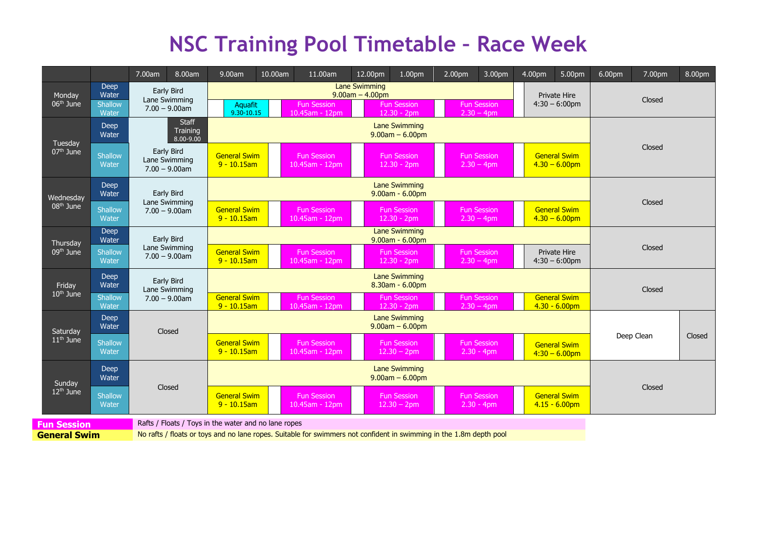# NSC Training Pool Timetable – Race Week

| | | 7.00am | 8.00am | 9.00am | 10.00am | 11.00am | 12.00pm | 1.00pm | 2.00pm | 3.00pm | 4.00pm | 5.00pm | 6.00pm | 7.00pm | 8.00pm |
|---|---|---|---|---|---|---|---|---|---|---|---|---|---|---|---|
| Monday 06th June | Deep Water | Early Bird Lane Swimming 7.00 – 9.00am | | Lane Swimming 9.00am – 4.00pm | | | | | | | Private Hire 4:30 – 6:00pm | | Closed | | |
| | Shallow Water | | | Aquafit 9.30-10.15 | | Fun Session 10.45am - 12pm | Fun Session 12.30 - 2pm | | Fun Session 2.30 – 4pm | | | | | | |
| Tuesday 07th June | Deep Water | | Staff Training 8.00-9.00 | Lane Swimming 9.00am – 6.00pm | | | | | | | | | Closed | | |
| | Shallow Water | Early Bird Lane Swimming 7.00 – 9.00am | | General Swim 9 - 10.15am | | Fun Session 10.45am - 12pm | Fun Session 12.30 - 2pm | | Fun Session 2.30 – 4pm | | General Swim 4.30 – 6.00pm | | | | |
| Wednesday 08th June | Deep Water | Early Bird Lane Swimming 7.00 – 9.00am | | Lane Swimming 9.00am - 6.00pm | | | | | | | | | Closed | | |
| | Shallow Water | | | General Swim 9 - 10.15am | | Fun Session 10.45am - 12pm | Fun Session 12.30 - 2pm | | Fun Session 2.30 – 4pm | | General Swim 4.30 – 6.00pm | | | | |
| Thursday 09th June | Deep Water | Early Bird Lane Swimming 7.00 – 9.00am | | Lane Swimming 9.00am - 6.00pm | | | | | | | | | Closed | | |
| | Shallow Water | | | General Swim 9 - 10.15am | | Fun Session 10.45am - 12pm | Fun Session 12.30 - 2pm | | Fun Session 2.30 – 4pm | | Private Hire 4:30 – 6:00pm | | | | |
| Friday 10th June | Deep Water | Early Bird Lane Swimming 7.00 – 9.00am | | Lane Swimming 8.30am - 6.00pm | | | | | | | | | Closed | | |
| | Shallow Water | | | General Swim 9 - 10.15am | | Fun Session 10.45am - 12pm | Fun Session 12.30 - 2pm | | Fun Session 2.30 – 4pm | | General Swim 4.30 - 6.00pm | | | | |
| Saturday 11th June | Deep Water | Closed | | Lane Swimming 9.00am – 6.00pm | | | | | | | | | Deep Clean | | Closed |
| | Shallow Water | | | General Swim 9 - 10.15am | | Fun Session 10.45am - 12pm | Fun Session 12.30 – 2pm | | Fun Session 2.30 - 4pm | | General Swim 4:30 – 6.00pm | | | | |
| Sunday 12th June | Deep Water | Closed | | Lane Swimming 9.00am – 6.00pm | | | | | | | | | Closed | | |
| | Shallow Water | | | General Swim 9 - 10.15am | | Fun Session 10.45am - 12pm | Fun Session 12.30 – 2pm | | Fun Session 2.30 - 4pm | | General Swim 4.15 - 6.00pm | | | | |

| | |
|---|---|
| **Fun Session** | Rafts / Floats / Toys in the water and no lane ropes |
| **General Swim** | No rafts / floats or toys and no lane ropes. Suitable for swimmers not confident in swimming in the 1.8m depth pool |